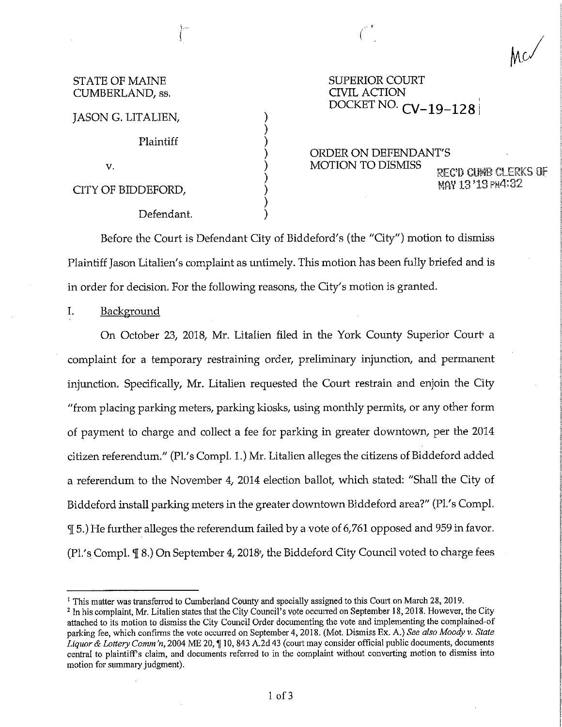Mc

STATE OF MAINE
CUMBERLAND, ss.

SUPERIOR COURT
CIVIL ACTION
DOCKET NO. CV-19-128

JASON G. LITALIEN,

Plaintiff

v.

CITY OF BIDDEFORD,

Defendant.

ORDER ON DEFENDANT'S MOTION TO DISMISS

REC'D CUMB CLERKS OF
MAY 13 '19 PM4:32

Before the Court is Defendant City of Biddeford's (the "City") motion to dismiss Plaintiff Jason Litalien's complaint as untimely. This motion has been fully briefed and is in order for decision. For the following reasons, the City's motion is granted.

I. Background

On October 23, 2018, Mr. Litalien filed in the York County Superior Court[1] a complaint for a temporary restraining order, preliminary injunction, and permanent injunction. Specifically, Mr. Litalien requested the Court restrain and enjoin the City "from placing parking meters, parking kiosks, using monthly permits, or any other form of payment to charge and collect a fee for parking in greater downtown, per the 2014 citizen referendum." (Pl.'s Compl. 1.) Mr. Litalien alleges the citizens of Biddeford added a referendum to the November 4, 2014 election ballot, which stated: "Shall the City of Biddeford install parking meters in the greater downtown Biddeford area?" (Pl.'s Compl. ¶ 5.) He further alleges the referendum failed by a vote of 6,761 opposed and 959 in favor. (Pl.'s Compl. ¶ 8.) On September 4, 2018[2], the Biddeford City Council voted to charge fees

---

[1] This matter was transferred to Cumberland County and specially assigned to this Court on March 28, 2019.

[2] In his complaint, Mr. Litalien states that the City Council's vote occurred on September 18, 2018. However, the City attached to its motion to dismiss the City Council Order documenting the vote and implementing the complained-of parking fee, which confirms the vote occurred on September 4, 2018. (Mot. Dismiss Ex. A.) *See also Moody v. State Liquor & Lottery Comm'n*, 2004 ME 20, ¶ 10, 843 A.2d 43 (court may consider official public documents, documents central to plaintiff's claim, and documents referred to in the complaint without converting motion to dismiss into motion for summary judgment).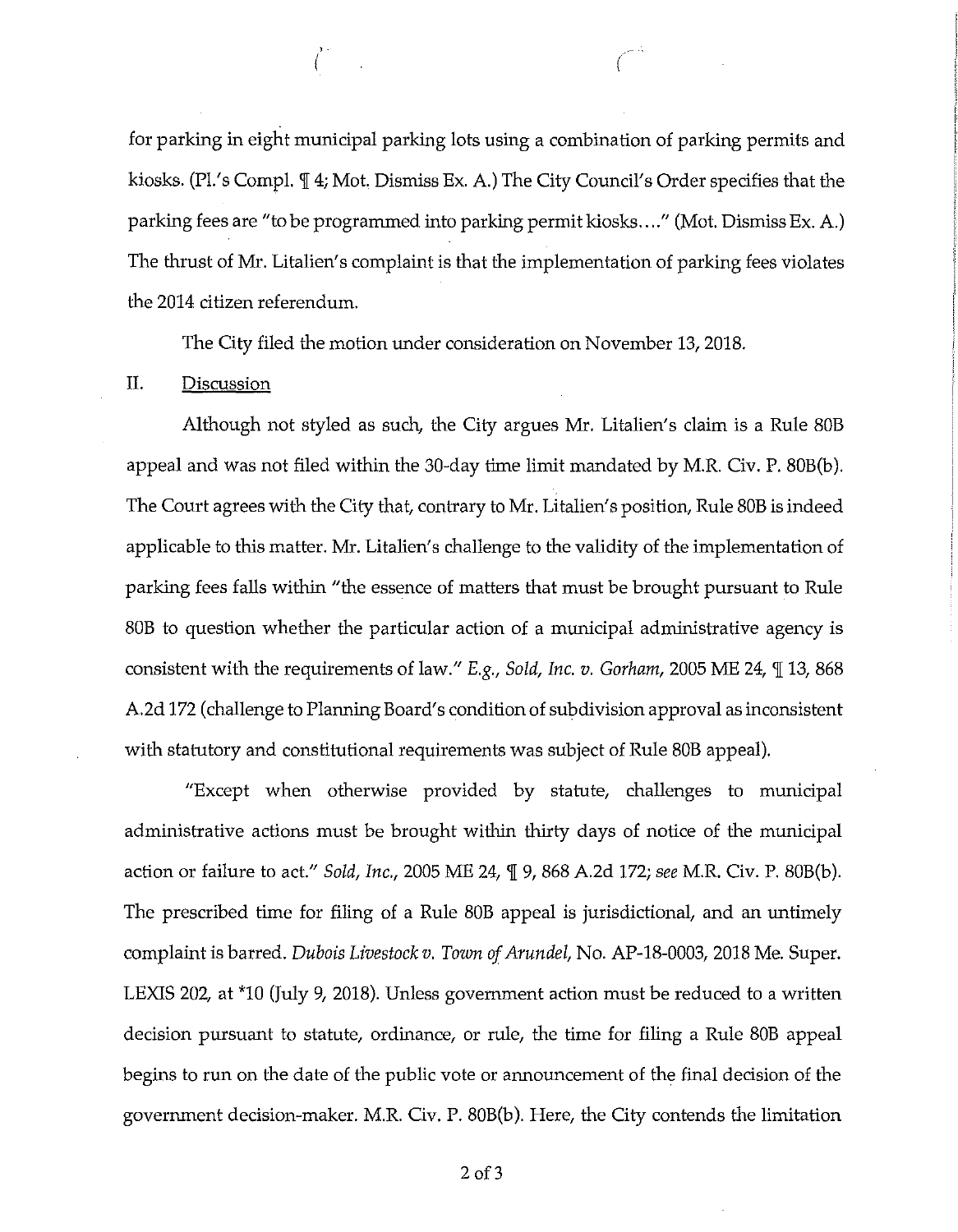for parking in eight municipal parking lots using a combination of parking permits and kiosks. (Pl.'s Compl. ¶ 4; Mot. Dismiss Ex. A.) The City Council's Order specifies that the parking fees are "to be programmed into parking permit kiosks...." (Mot. Dismiss Ex. A.) The thrust of Mr. Litalien's complaint is that the implementation of parking fees violates the 2014 citizen referendum.

The City filed the motion under consideration on November 13, 2018.

## II. Discussion

Although not styled as such, the City argues Mr. Litalien's claim is a Rule 80B appeal and was not filed within the 30-day time limit mandated by M.R. Civ. P. 80B(b). The Court agrees with the City that, contrary to Mr. Litalien's position, Rule 80B is indeed applicable to this matter. Mr. Litalien's challenge to the validity of the implementation of parking fees falls within "the essence of matters that must be brought pursuant to Rule 80B to question whether the particular action of a municipal administrative agency is consistent with the requirements of law." *E.g., Sold, Inc. v. Gorham*, 2005 ME 24, ¶ 13, 868 A.2d 172 (challenge to Planning Board's condition of subdivision approval as inconsistent with statutory and constitutional requirements was subject of Rule 80B appeal).

"Except when otherwise provided by statute, challenges to municipal administrative actions must be brought within thirty days of notice of the municipal action or failure to act." *Sold, Inc.*, 2005 ME 24, ¶ 9, 868 A.2d 172; *see* M.R. Civ. P. 80B(b). The prescribed time for filing of a Rule 80B appeal is jurisdictional, and an untimely complaint is barred. *Dubois Livestock v. Town of Arundel*, No. AP-18-0003, 2018 Me. Super. LEXIS 202, at *10 (July 9, 2018). Unless government action must be reduced to a written decision pursuant to statute, ordinance, or rule, the time for filing a Rule 80B appeal begins to run on the date of the public vote or announcement of the final decision of the government decision-maker. M.R. Civ. P. 80B(b). Here, the City contends the limitation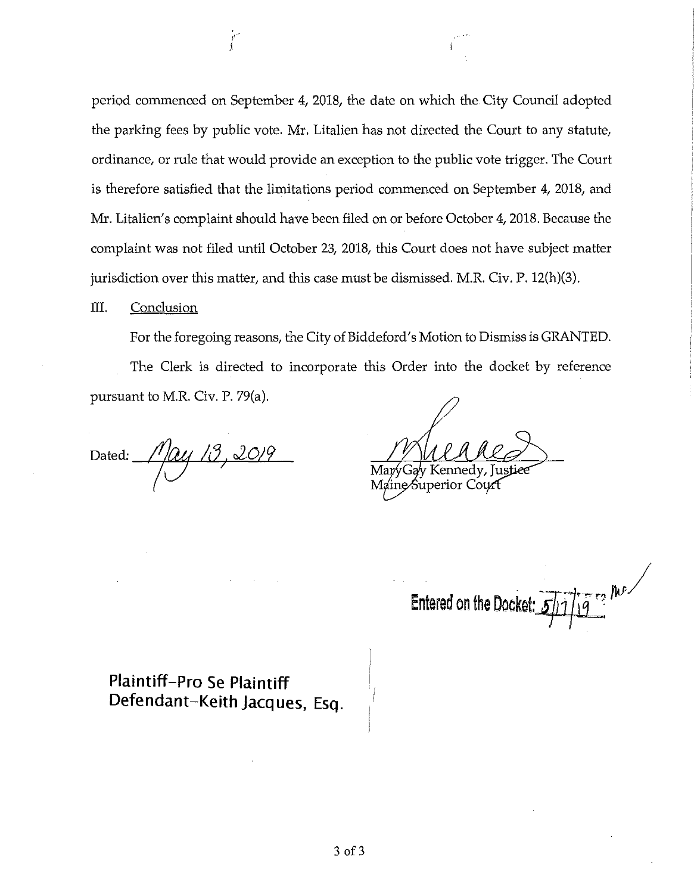period commenced on September 4, 2018, the date on which the City Council adopted the parking fees by public vote. Mr. Litalien has not directed the Court to any statute, ordinance, or rule that would provide an exception to the public vote trigger. The Court is therefore satisfied that the limitations period commenced on September 4, 2018, and Mr. Litalien's complaint should have been filed on or before October 4, 2018. Because the complaint was not filed until October 23, 2018, this Court does not have subject matter jurisdiction over this matter, and this case must be dismissed. M.R. Civ. P. 12(h)(3).

III. Conclusion

For the foregoing reasons, the City of Biddeford's Motion to Dismiss is GRANTED.

The Clerk is directed to incorporate this Order into the docket by reference pursuant to M.R. Civ. P. 79(a).

Dated: May 13, 2019

MaryGay Kennedy, Justice
Maine Superior Court

Entered on the Docket: 5/17/19

Plaintiff-Pro Se Plaintiff
Defendant-Keith Jacques, Esq.